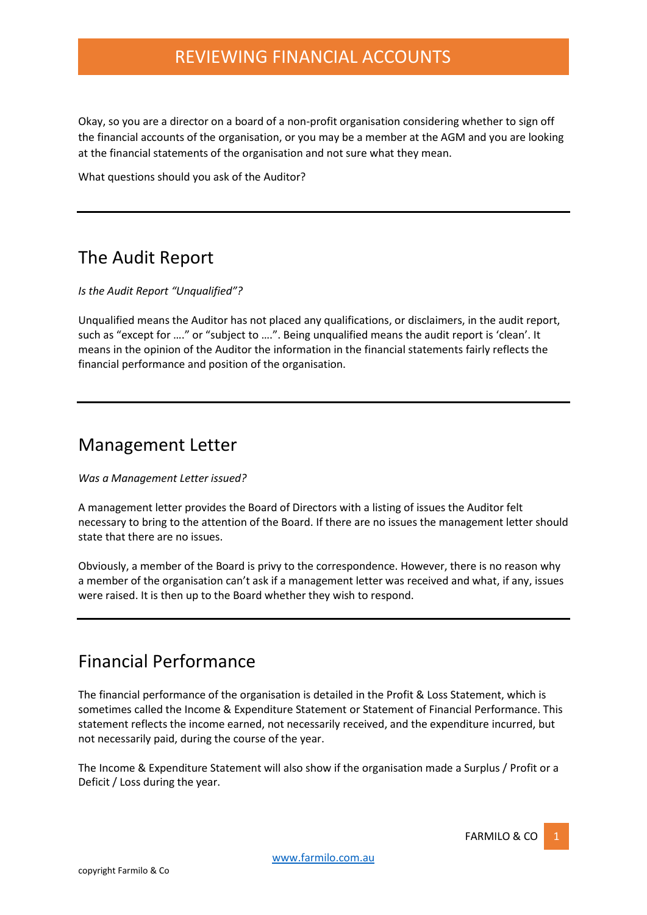# REVIEWING FINANCIAL ACCOUNTS

Okay, so you are a director on a board of a non-profit organisation considering whether to sign off the financial accounts of the organisation, or you may be a member at the AGM and you are looking at the financial statements of the organisation and not sure what they mean.

What questions should you ask of the Auditor?

---

## The Audit Report

*Is the Audit Report "Unqualified"?*

Unqualified means the Auditor has not placed any qualifications, or disclaimers, in the audit report, such as "except for …." or "subject to ….". Being unqualified means the audit report is 'clean'. It means in the opinion of the Auditor the information in the financial statements fairly reflects the financial performance and position of the organisation.

---

## Management Letter

*Was a Management Letter issued?*

A management letter provides the Board of Directors with a listing of issues the Auditor felt necessary to bring to the attention of the Board. If there are no issues the management letter should state that there are no issues.

Obviously, a member of the Board is privy to the correspondence. However, there is no reason why a member of the organisation can't ask if a management letter was received and what, if any, issues were raised. It is then up to the Board whether they wish to respond.

---

## Financial Performance

The financial performance of the organisation is detailed in the Profit & Loss Statement, which is sometimes called the Income & Expenditure Statement or Statement of Financial Performance. This statement reflects the income earned, not necessarily received, and the expenditure incurred, but not necessarily paid, during the course of the year.

The Income & Expenditure Statement will also show if the organisation made a Surplus / Profit or a Deficit / Loss during the year.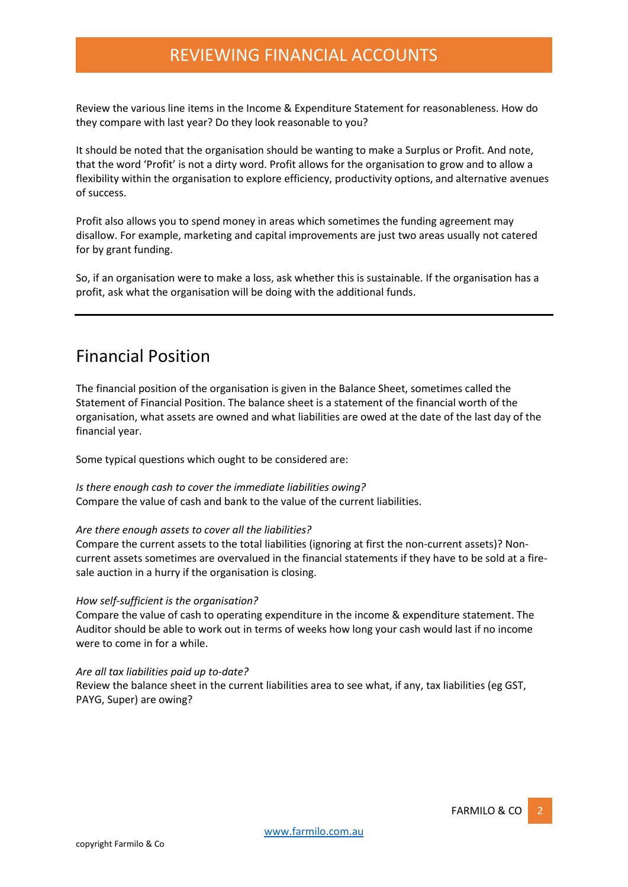Review the various line items in the Income & Expenditure Statement for reasonableness. How do they compare with last year? Do they look reasonable to you?

It should be noted that the organisation should be wanting to make a Surplus or Profit. And note, that the word 'Profit' is not a dirty word. Profit allows for the organisation to grow and to allow a flexibility within the organisation to explore efficiency, productivity options, and alternative avenues of success.

Profit also allows you to spend money in areas which sometimes the funding agreement may disallow. For example, marketing and capital improvements are just two areas usually not catered for by grant funding.

So, if an organisation were to make a loss, ask whether this is sustainable. If the organisation has a profit, ask what the organisation will be doing with the additional funds.

---

## Financial Position

The financial position of the organisation is given in the Balance Sheet, sometimes called the Statement of Financial Position. The balance sheet is a statement of the financial worth of the organisation, what assets are owned and what liabilities are owed at the date of the last day of the financial year.

Some typical questions which ought to be considered are:

*Is there enough cash to cover the immediate liabilities owing?*
Compare the value of cash and bank to the value of the current liabilities.

*Are there enough assets to cover all the liabilities?*
Compare the current assets to the total liabilities (ignoring at first the non-current assets)? Non-current assets sometimes are overvalued in the financial statements if they have to be sold at a fire-sale auction in a hurry if the organisation is closing.

*How self-sufficient is the organisation?*
Compare the value of cash to operating expenditure in the income & expenditure statement. The Auditor should be able to work out in terms of weeks how long your cash would last if no income were to come in for a while.

*Are all tax liabilities paid up to-date?*
Review the balance sheet in the current liabilities area to see what, if any, tax liabilities (eg GST, PAYG, Super) are owing?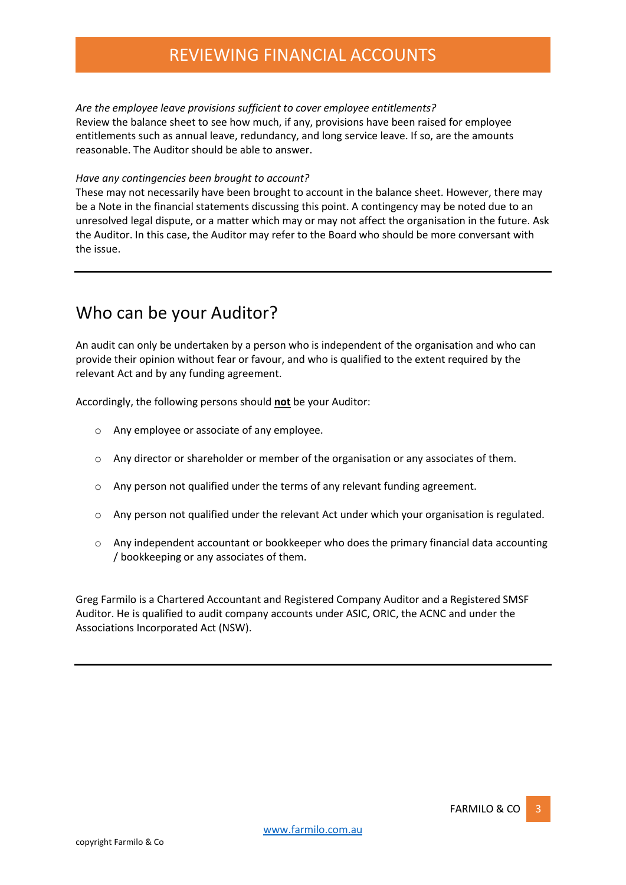*Are the employee leave provisions sufficient to cover employee entitlements?*
Review the balance sheet to see how much, if any, provisions have been raised for employee entitlements such as annual leave, redundancy, and long service leave. If so, are the amounts reasonable. The Auditor should be able to answer.

*Have any contingencies been brought to account?*
These may not necessarily have been brought to account in the balance sheet. However, there may be a Note in the financial statements discussing this point. A contingency may be noted due to an unresolved legal dispute, or a matter which may or may not affect the organisation in the future. Ask the Auditor. In this case, the Auditor may refer to the Board who should be more conversant with the issue.

---

## Who can be your Auditor?

An audit can only be undertaken by a person who is independent of the organisation and who can provide their opinion without fear or favour, and who is qualified to the extent required by the relevant Act and by any funding agreement.

Accordingly, the following persons should **not** be your Auditor:

- Any employee or associate of any employee.
- Any director or shareholder or member of the organisation or any associates of them.
- Any person not qualified under the terms of any relevant funding agreement.
- Any person not qualified under the relevant Act under which your organisation is regulated.
- Any independent accountant or bookkeeper who does the primary financial data accounting / bookkeeping or any associates of them.

Greg Farmilo is a Chartered Accountant and Registered Company Auditor and a Registered SMSF Auditor. He is qualified to audit company accounts under ASIC, ORIC, the ACNC and under the Associations Incorporated Act (NSW).

---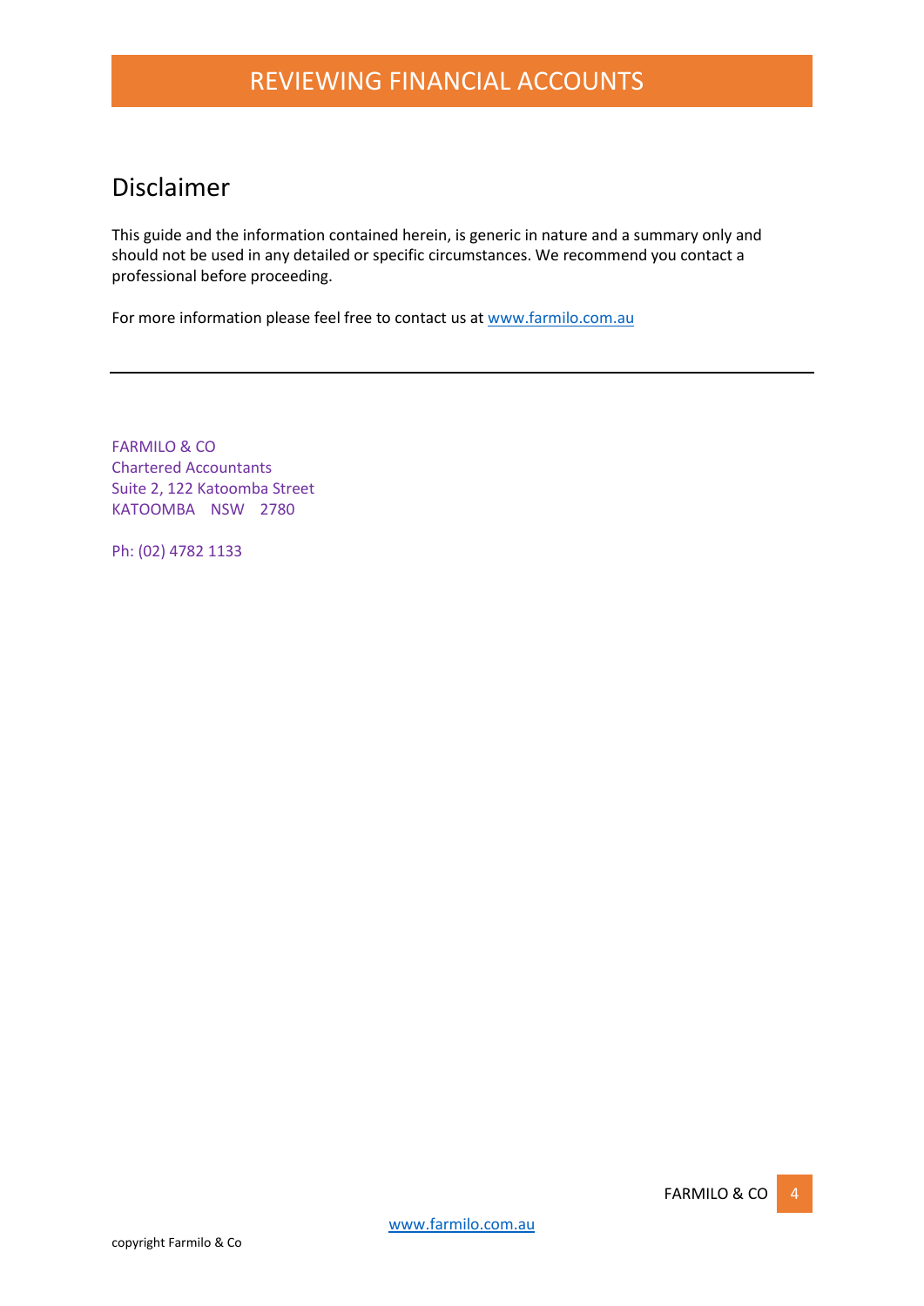## Disclaimer

This guide and the information contained herein, is generic in nature and a summary only and should not be used in any detailed or specific circumstances. We recommend you contact a professional before proceeding.

For more information please feel free to contact us at www.farmilo.com.au

---

FARMILO & CO
Chartered Accountants
Suite 2, 122 Katoomba Street
KATOOMBA NSW 2780

Ph: (02) 4782 1133